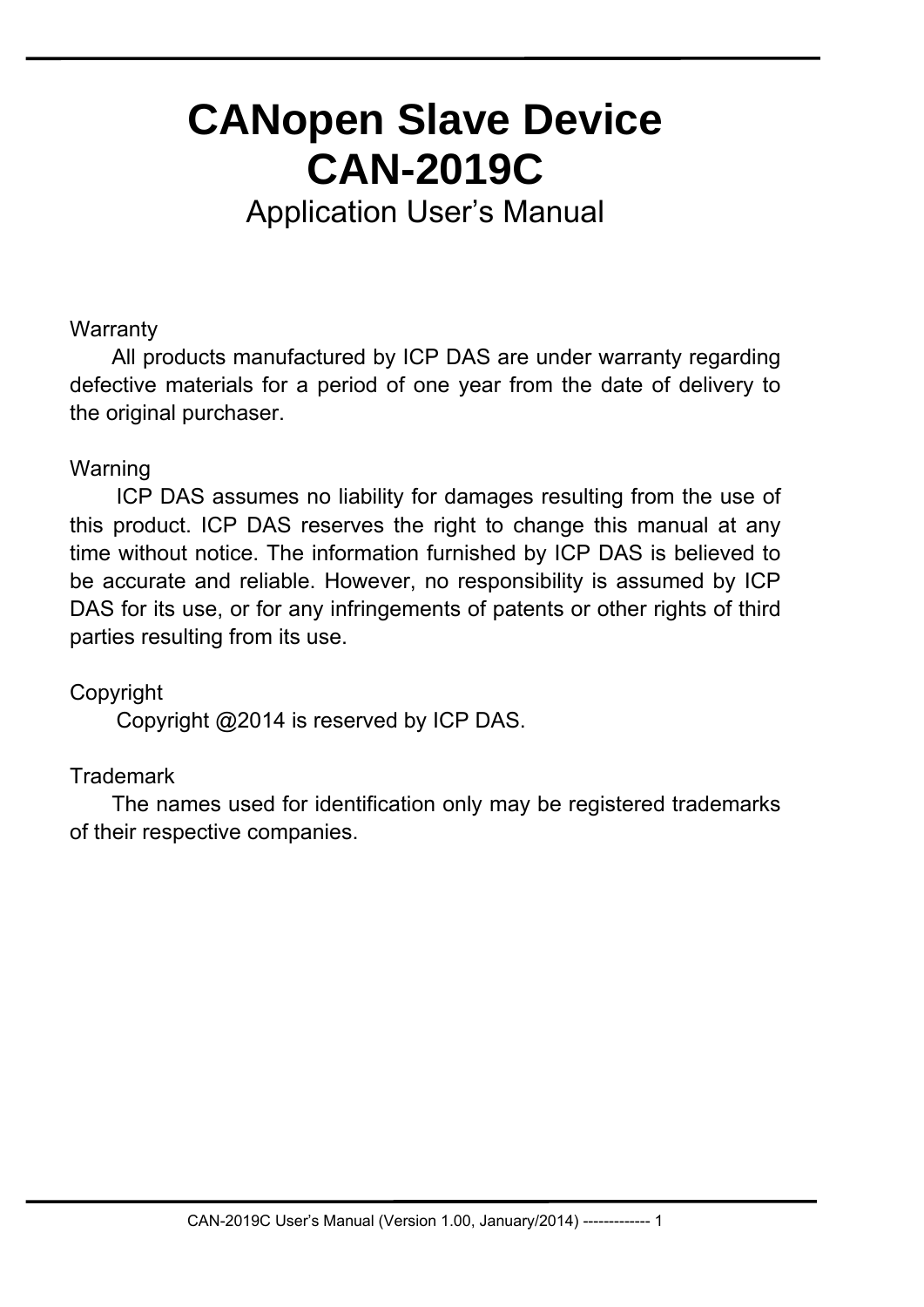# CANopen Slave Device
# CAN-2019C

## Application User's Manual

Warranty

All products manufactured by ICP DAS are under warranty regarding defective materials for a period of one year from the date of delivery to the original purchaser.

Warning

ICP DAS assumes no liability for damages resulting from the use of this product. ICP DAS reserves the right to change this manual at any time without notice. The information furnished by ICP DAS is believed to be accurate and reliable. However, no responsibility is assumed by ICP DAS for its use, or for any infringements of patents or other rights of third parties resulting from its use.

Copyright

Copyright @2014 is reserved by ICP DAS.

Trademark

The names used for identification only may be registered trademarks of their respective companies.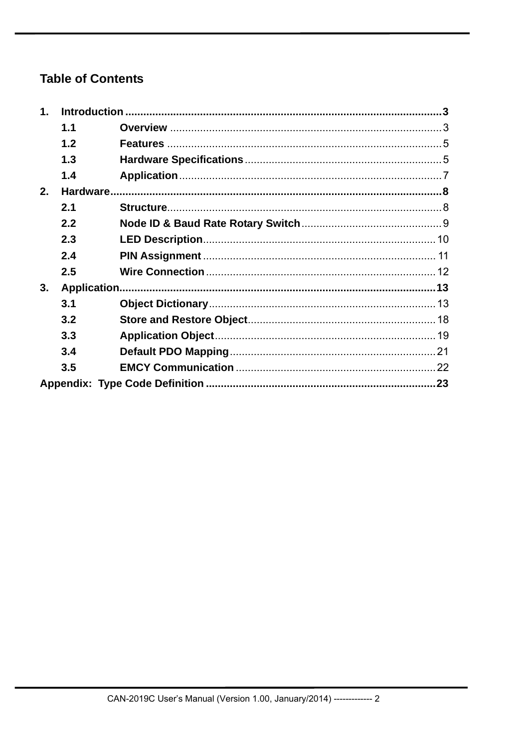## Table of Contents

1. **Introduction** ........................................................................................................ **3**
   - 1.1 **Overview** ........................................................................................... 3
   - 1.2 **Features** ............................................................................................. 5
   - 1.3 **Hardware Specifications** ..................................................................... 5
   - 1.4 **Application** ......................................................................................... 7
2. **Hardware** ............................................................................................................ **8**
   - 2.1 **Structure** ............................................................................................. 8
   - 2.2 **Node ID & Baud Rate Rotary Switch** .................................................. 9
   - 2.3 **LED Description** ................................................................................. 10
   - 2.4 **PIN Assignment** ................................................................................. 11
   - 2.5 **Wire Connection** ................................................................................ 12
3. **Application** ......................................................................................................... **13**
   - 3.1 **Object Dictionary** ............................................................................... 13
   - 3.2 **Store and Restore Object** .................................................................. 18
   - 3.3 **Application Object** ............................................................................. 19
   - 3.4 **Default PDO Mapping** ........................................................................ 21
   - 3.5 **EMCY Communication** ...................................................................... 22

**Appendix: Type Code Definition** ............................................................................ **23**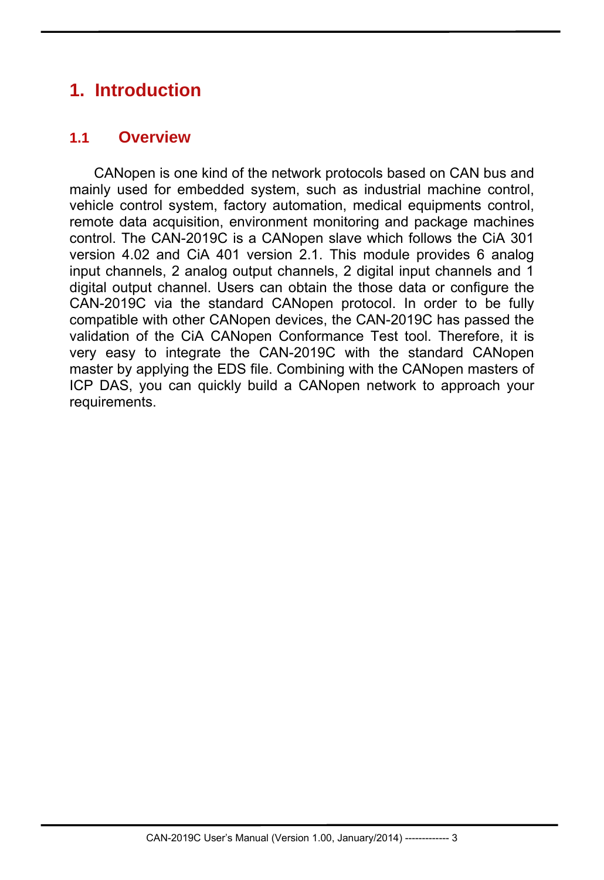# 1. Introduction

## 1.1 Overview

CANopen is one kind of the network protocols based on CAN bus and mainly used for embedded system, such as industrial machine control, vehicle control system, factory automation, medical equipments control, remote data acquisition, environment monitoring and package machines control. The CAN-2019C is a CANopen slave which follows the CiA 301 version 4.02 and CiA 401 version 2.1. This module provides 6 analog input channels, 2 analog output channels, 2 digital input channels and 1 digital output channel. Users can obtain the those data or configure the CAN-2019C via the standard CANopen protocol. In order to be fully compatible with other CANopen devices, the CAN-2019C has passed the validation of the CiA CANopen Conformance Test tool. Therefore, it is very easy to integrate the CAN-2019C with the standard CANopen master by applying the EDS file. Combining with the CANopen masters of ICP DAS, you can quickly build a CANopen network to approach your requirements.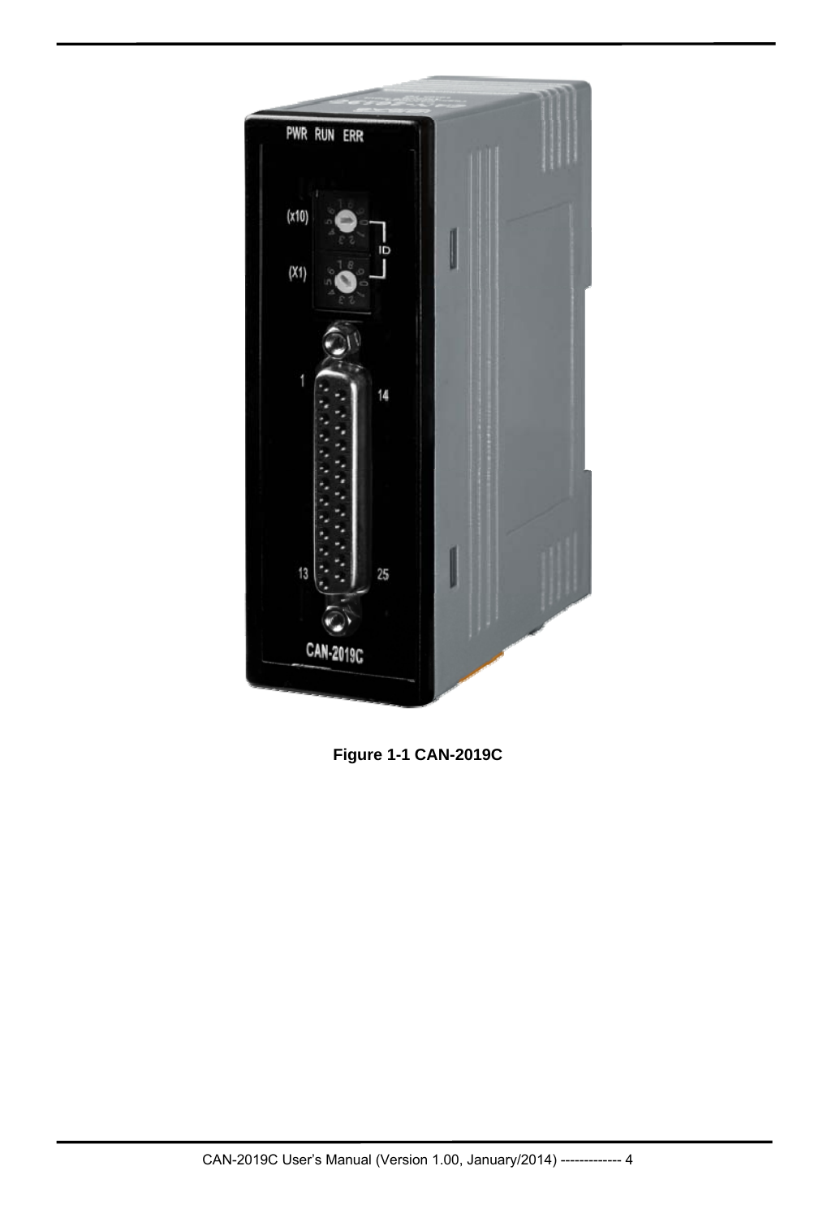Figure 1-1 CAN-2019C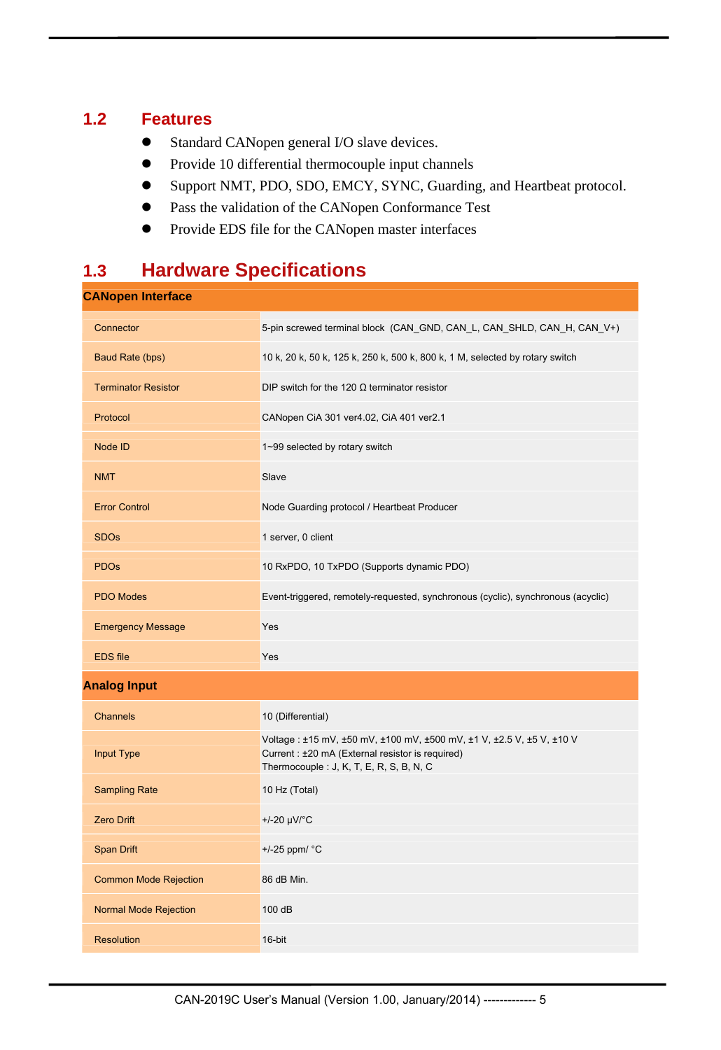## 1.2 Features

- Standard CANopen general I/O slave devices.
- Provide 10 differential thermocouple input channels
- Support NMT, PDO, SDO, EMCY, SYNC, Guarding, and Heartbeat protocol.
- Pass the validation of the CANopen Conformance Test
- Provide EDS file for the CANopen master interfaces

## 1.3 Hardware Specifications

| **CANopen Interface** | |
|---|---|
| Connector | 5-pin screwed terminal block (CAN_GND, CAN_L, CAN_SHLD, CAN_H, CAN_V+) |
| Baud Rate (bps) | 10 k, 20 k, 50 k, 125 k, 250 k, 500 k, 800 k, 1 M, selected by rotary switch |
| Terminator Resistor | DIP switch for the 120 Ω terminator resistor |
| Protocol | CANopen CiA 301 ver4.02, CiA 401 ver2.1 |
| Node ID | 1~99 selected by rotary switch |
| NMT | Slave |
| Error Control | Node Guarding protocol / Heartbeat Producer |
| SDOs | 1 server, 0 client |
| PDOs | 10 RxPDO, 10 TxPDO (Supports dynamic PDO) |
| PDO Modes | Event-triggered, remotely-requested, synchronous (cyclic), synchronous (acyclic) |
| Emergency Message | Yes |
| EDS file | Yes |
| **Analog Input** | |
| Channels | 10 (Differential) |
| Input Type | Voltage : ±15 mV, ±50 mV, ±100 mV, ±500 mV, ±1 V, ±2.5 V, ±5 V, ±10 V<br>Current : ±20 mA (External resistor is required)<br>Thermocouple : J, K, T, E, R, S, B, N, C |
| Sampling Rate | 10 Hz (Total) |
| Zero Drift | +/-20 μV/°C |
| Span Drift | +/-25 ppm/ °C |
| Common Mode Rejection | 86 dB Min. |
| Normal Mode Rejection | 100 dB |
| Resolution | 16-bit |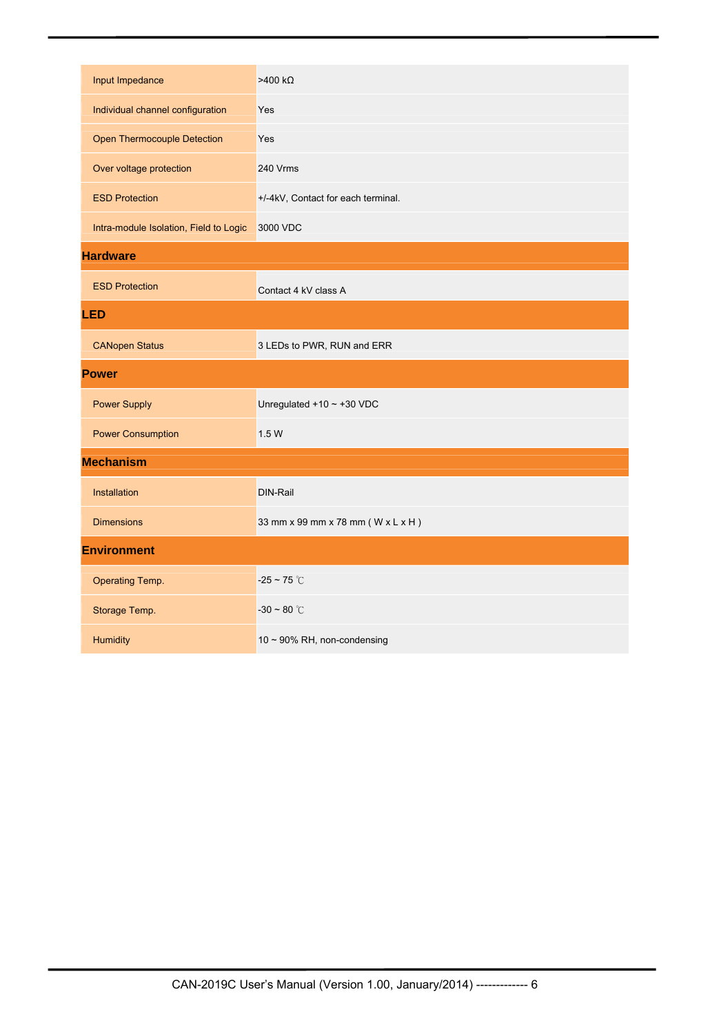| | |
|---|---|
| Input Impedance | >400 kΩ |
| Individual channel configuration | Yes |
| Open Thermocouple Detection | Yes |
| Over voltage protection | 240 Vrms |
| ESD Protection | +/-4kV, Contact for each terminal. |
| Intra-module Isolation, Field to Logic | 3000 VDC |
| **Hardware** | |
| ESD Protection | Contact 4 kV class A |
| **LED** | |
| CANopen Status | 3 LEDs to PWR, RUN and ERR |
| **Power** | |
| Power Supply | Unregulated +10 ~ +30 VDC |
| Power Consumption | 1.5 W |
| **Mechanism** | |
| Installation | DIN-Rail |
| Dimensions | 33 mm x 99 mm x 78 mm ( W x L x H ) |
| **Environment** | |
| Operating Temp. | -25 ~ 75 ℃ |
| Storage Temp. | -30 ~ 80 ℃ |
| Humidity | 10 ~ 90% RH, non-condensing |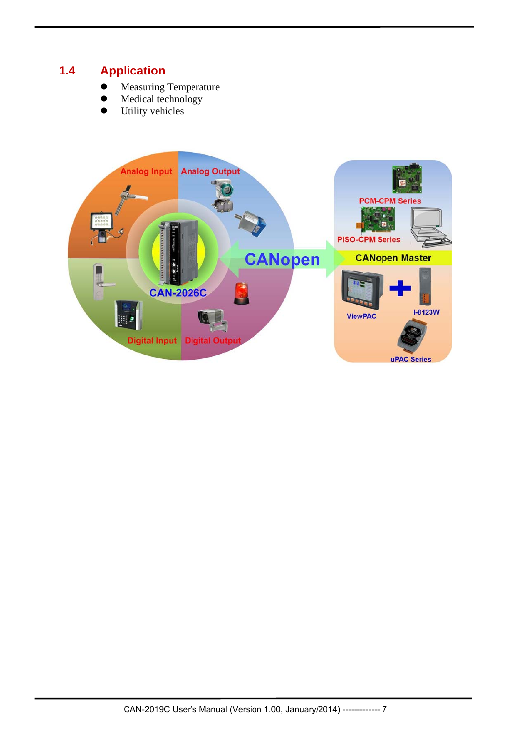## 1.4 Application

- Measuring Temperature
- Medical technology
- Utility vehicles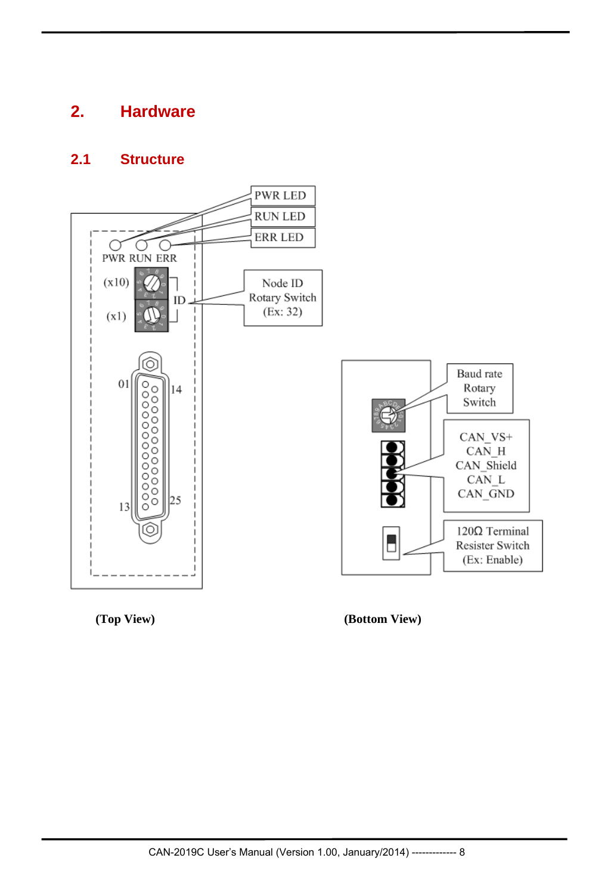# 2. Hardware

## 2.1 Structure

PWR LED

RUN LED

ERR LED

PWR RUN ERR

(x10)

(x1)

ID

Node ID Rotary Switch (Ex: 32)

01

14

13

25

Baud rate Rotary Switch

CAN_VS+
CAN_H
CAN_Shield
CAN_L
CAN_GND

120Ω Terminal Resister Switch (Ex: Enable)

**(Top View)**

**(Bottom View)**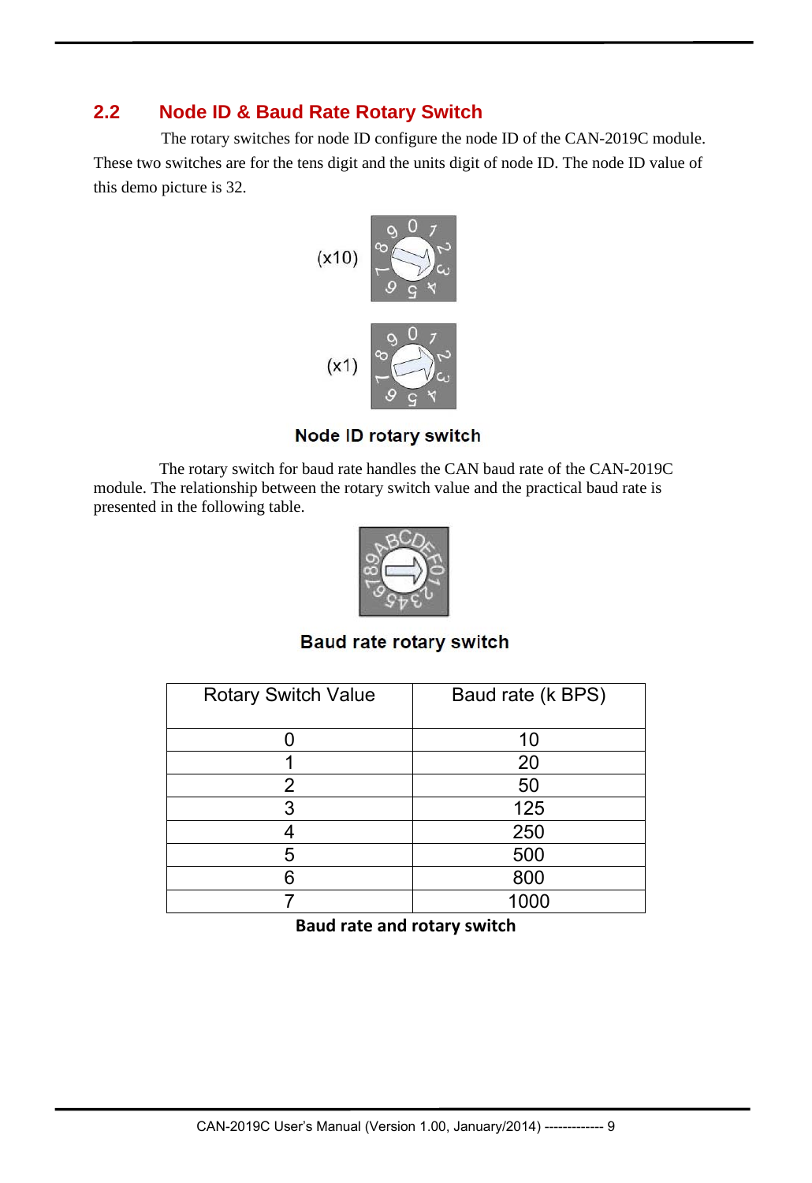## 2.2 Node ID & Baud Rate Rotary Switch

The rotary switches for node ID configure the node ID of the CAN-2019C module. These two switches are for the tens digit and the units digit of node ID. The node ID value of this demo picture is 32.

(x10)

(x1)

**Node ID rotary switch**

The rotary switch for baud rate handles the CAN baud rate of the CAN-2019C module. The relationship between the rotary switch value and the practical baud rate is presented in the following table.

**Baud rate rotary switch**

| Rotary Switch Value | Baud rate (k BPS) |
|---|---|
| 0 | 10 |
| 1 | 20 |
| 2 | 50 |
| 3 | 125 |
| 4 | 250 |
| 5 | 500 |
| 6 | 800 |
| 7 | 1000 |

**Baud rate and rotary switch**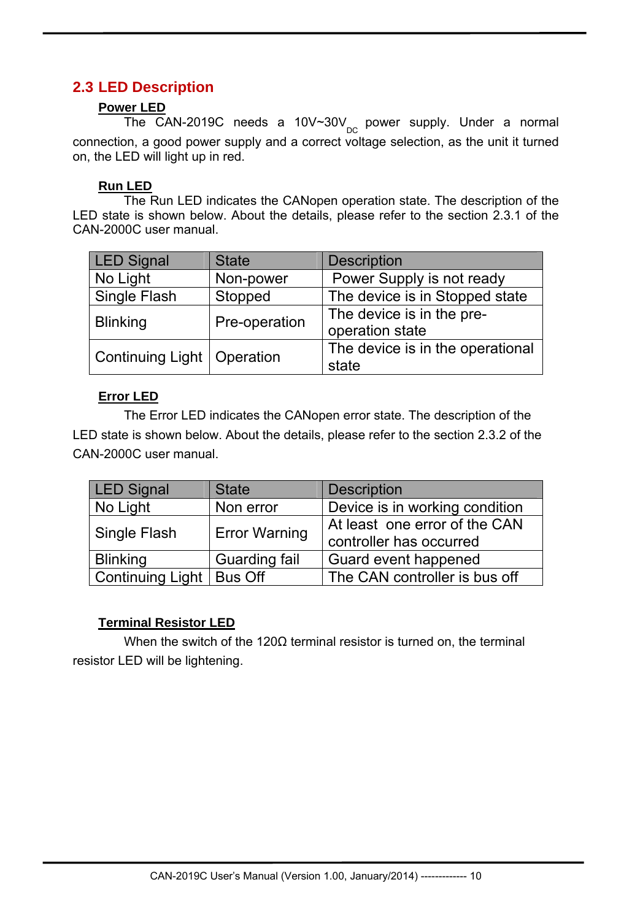## 2.3 LED Description

**Power LED**

The CAN-2019C needs a $10V\sim30V_{DC}$ power supply. Under a normal connection, a good power supply and a correct voltage selection, as the unit it turned on, the LED will light up in red.

**Run LED**

The Run LED indicates the CANopen operation state. The description of the LED state is shown below. About the details, please refer to the section 2.3.1 of the CAN-2000C user manual.

| LED Signal | State | Description |
|---|---|---|
| No Light | Non-power | Power Supply is not ready |
| Single Flash | Stopped | The device is in Stopped state |
| Blinking | Pre-operation | The device is in the pre-operation state |
| Continuing Light | Operation | The device is in the operational state |

**Error LED**

The Error LED indicates the CANopen error state. The description of the LED state is shown below. About the details, please refer to the section 2.3.2 of the CAN-2000C user manual.

| LED Signal | State | Description |
|---|---|---|
| No Light | Non error | Device is in working condition |
| Single Flash | Error Warning | At least one error of the CAN controller has occurred |
| Blinking | Guarding fail | Guard event happened |
| Continuing Light | Bus Off | The CAN controller is bus off |

**Terminal Resistor LED**

When the switch of the 120Ω terminal resistor is turned on, the terminal resistor LED will be lightening.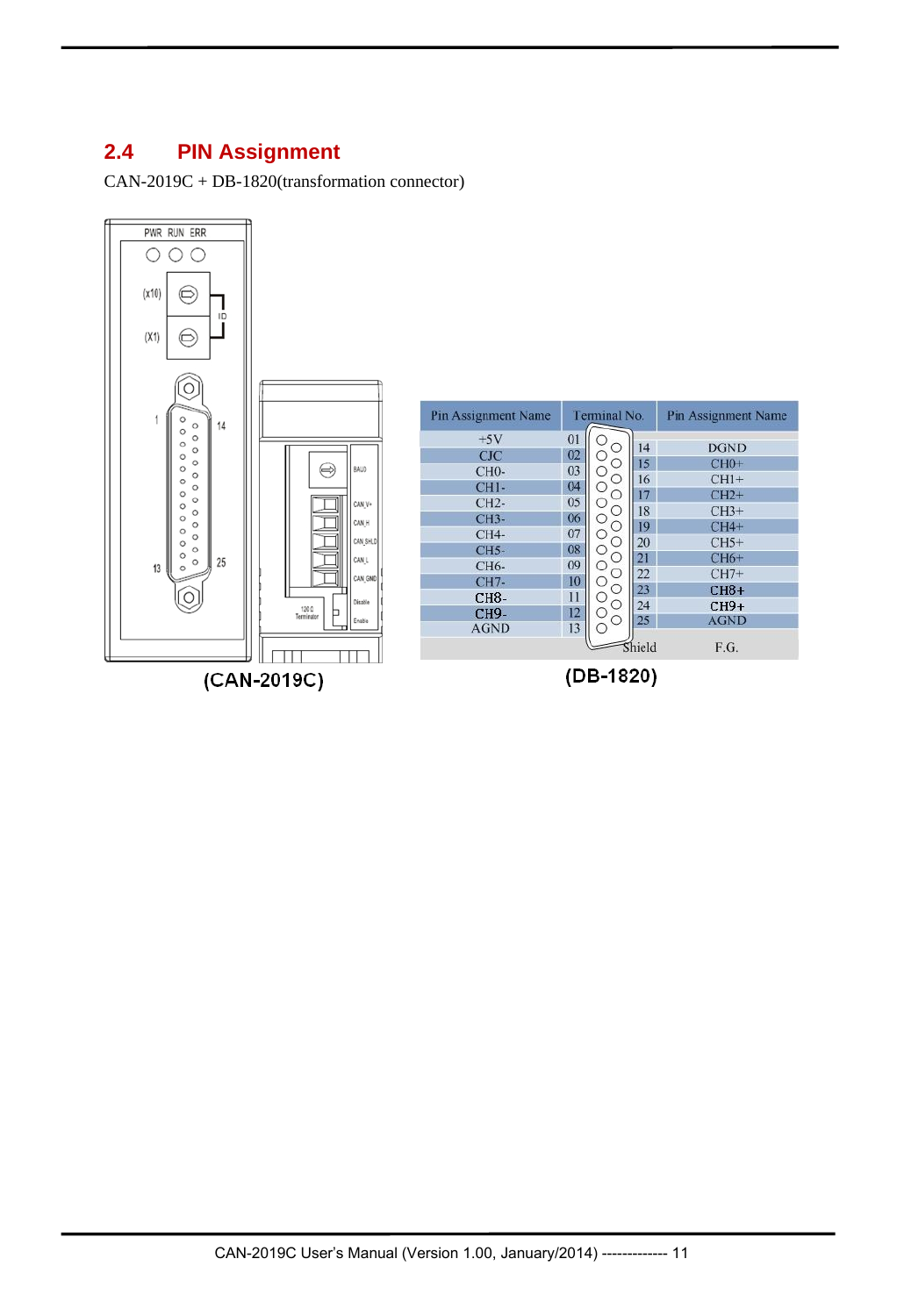## 2.4 PIN Assignment

CAN-2019C + DB-1820(transformation connector)

(CAN-2019C)

| Pin Assignment Name | Terminal No. | | Pin Assignment Name |
|---|---|---|---|
| +5V | 01 | 14 | DGND |
| CJC | 02 | 15 | CH0+ |
| CH0- | 03 | 16 | CH1+ |
| CH1- | 04 | 17 | CH2+ |
| CH2- | 05 | 18 | CH3+ |
| CH3- | 06 | 19 | CH4+ |
| CH4- | 07 | 20 | CH5+ |
| CH5- | 08 | 21 | CH6+ |
| CH6- | 09 | 22 | CH7+ |
| CH7- | 10 | 23 | CH8+ |
| CH8- | 11 | 24 | CH9+ |
| CH9- | 12 | 25 | AGND |
| AGND | 13 | | |
| | Shield | | F.G. |

(DB-1820)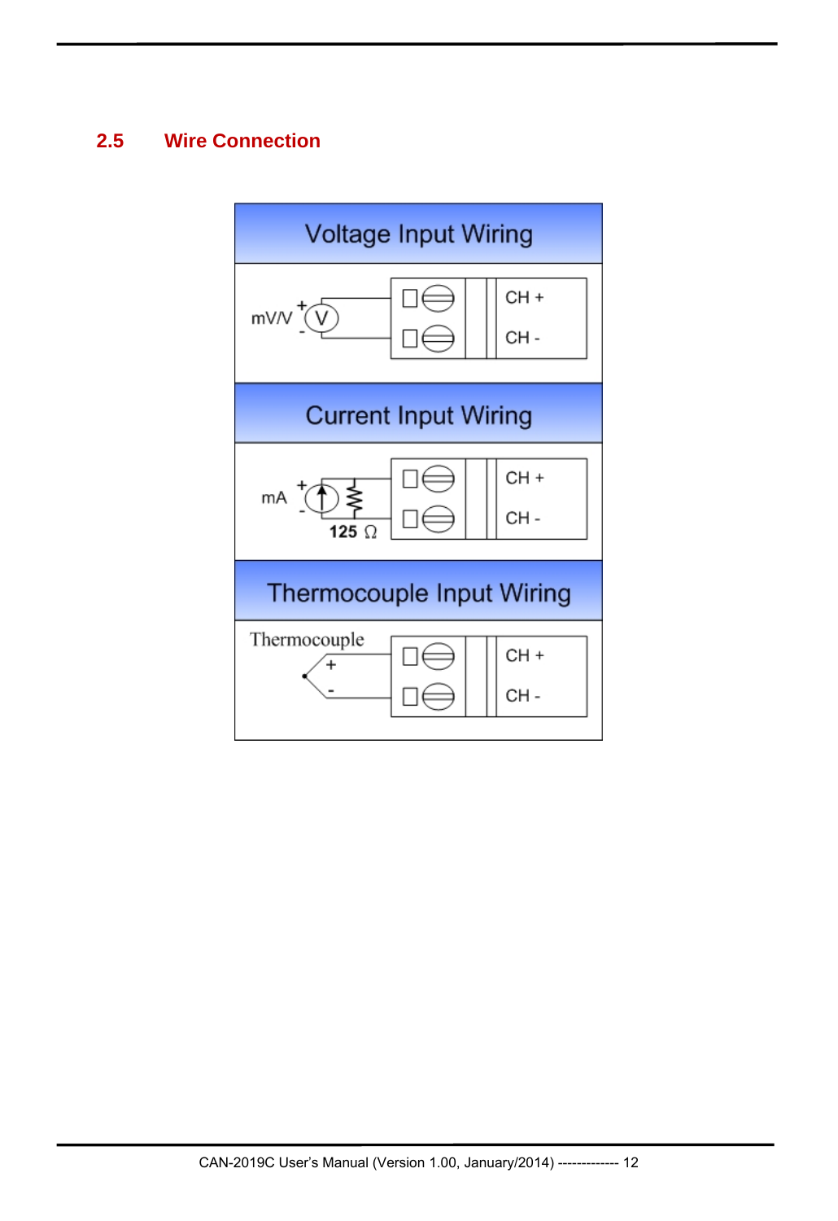## 2.5 Wire Connection

Voltage Input Wiring

mV/V + V - CH + CH -

Current Input Wiring

mA + - 125 Ω CH + CH -

Thermocouple Input Wiring

Thermocouple + - CH + CH -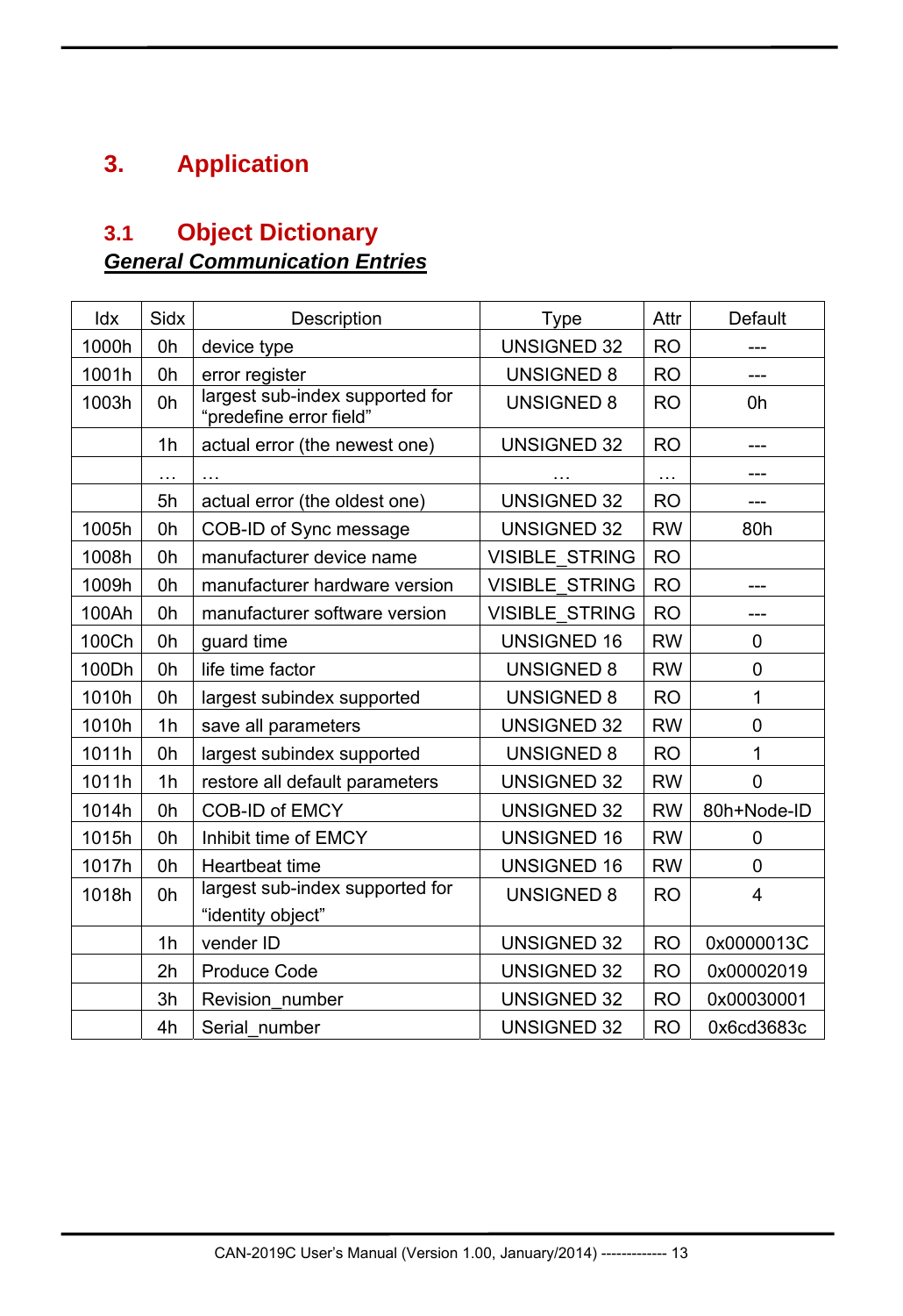# 3. Application

## 3.1 Object Dictionary

***General Communication Entries***

| Idx | Sidx | Description | Type | Attr | Default |
|---|---|---|---|---|---|
| 1000h | 0h | device type | UNSIGNED 32 | RO | --- |
| 1001h | 0h | error register | UNSIGNED 8 | RO | --- |
| 1003h | 0h | largest sub-index supported for “predefine error field” | UNSIGNED 8 | RO | 0h |
| | 1h | actual error (the newest one) | UNSIGNED 32 | RO | --- |
| | … | … | … | … | --- |
| | 5h | actual error (the oldest one) | UNSIGNED 32 | RO | --- |
| 1005h | 0h | COB-ID of Sync message | UNSIGNED 32 | RW | 80h |
| 1008h | 0h | manufacturer device name | VISIBLE_STRING | RO | |
| 1009h | 0h | manufacturer hardware version | VISIBLE_STRING | RO | --- |
| 100Ah | 0h | manufacturer software version | VISIBLE_STRING | RO | --- |
| 100Ch | 0h | guard time | UNSIGNED 16 | RW | 0 |
| 100Dh | 0h | life time factor | UNSIGNED 8 | RW | 0 |
| 1010h | 0h | largest subindex supported | UNSIGNED 8 | RO | 1 |
| 1010h | 1h | save all parameters | UNSIGNED 32 | RW | 0 |
| 1011h | 0h | largest subindex supported | UNSIGNED 8 | RO | 1 |
| 1011h | 1h | restore all default parameters | UNSIGNED 32 | RW | 0 |
| 1014h | 0h | COB-ID of EMCY | UNSIGNED 32 | RW | 80h+Node-ID |
| 1015h | 0h | Inhibit time of EMCY | UNSIGNED 16 | RW | 0 |
| 1017h | 0h | Heartbeat time | UNSIGNED 16 | RW | 0 |
| 1018h | 0h | largest sub-index supported for “identity object” | UNSIGNED 8 | RO | 4 |
| | 1h | vender ID | UNSIGNED 32 | RO | 0x0000013C |
| | 2h | Produce Code | UNSIGNED 32 | RO | 0x00002019 |
| | 3h | Revision_number | UNSIGNED 32 | RO | 0x00030001 |
| | 4h | Serial_number | UNSIGNED 32 | RO | 0x6cd3683c |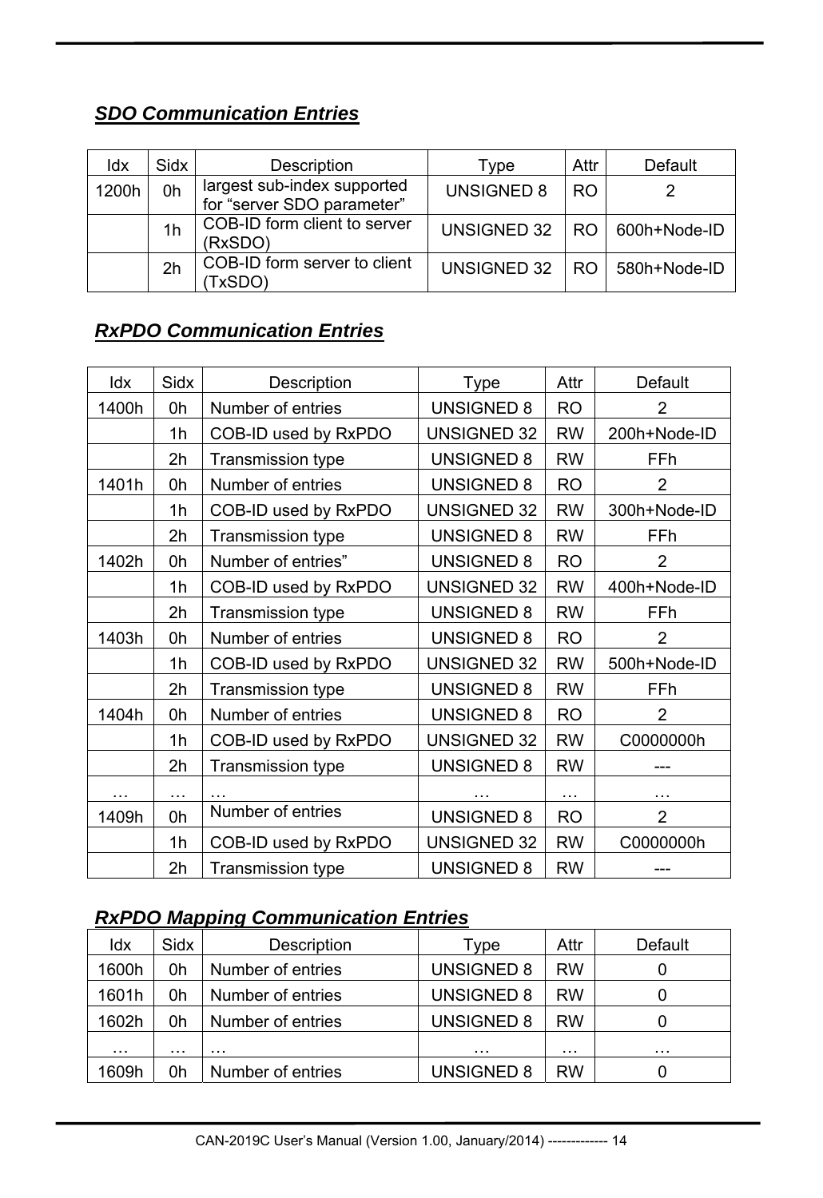### *SDO Communication Entries*

| Idx | Sidx | Description | Type | Attr | Default |
|---|---|---|---|---|---|
| 1200h | 0h | largest sub-index supported for "server SDO parameter" | UNSIGNED 8 | RO | 2 |
| | 1h | COB-ID form client to server (RxSDO) | UNSIGNED 32 | RO | 600h+Node-ID |
| | 2h | COB-ID form server to client (TxSDO) | UNSIGNED 32 | RO | 580h+Node-ID |

### *RxPDO Communication Entries*

| Idx | Sidx | Description | Type | Attr | Default |
|---|---|---|---|---|---|
| 1400h | 0h | Number of entries | UNSIGNED 8 | RO | 2 |
| | 1h | COB-ID used by RxPDO | UNSIGNED 32 | RW | 200h+Node-ID |
| | 2h | Transmission type | UNSIGNED 8 | RW | FFh |
| 1401h | 0h | Number of entries | UNSIGNED 8 | RO | 2 |
| | 1h | COB-ID used by RxPDO | UNSIGNED 32 | RW | 300h+Node-ID |
| | 2h | Transmission type | UNSIGNED 8 | RW | FFh |
| 1402h | 0h | Number of entries" | UNSIGNED 8 | RO | 2 |
| | 1h | COB-ID used by RxPDO | UNSIGNED 32 | RW | 400h+Node-ID |
| | 2h | Transmission type | UNSIGNED 8 | RW | FFh |
| 1403h | 0h | Number of entries | UNSIGNED 8 | RO | 2 |
| | 1h | COB-ID used by RxPDO | UNSIGNED 32 | RW | 500h+Node-ID |
| | 2h | Transmission type | UNSIGNED 8 | RW | FFh |
| 1404h | 0h | Number of entries | UNSIGNED 8 | RO | 2 |
| | 1h | COB-ID used by RxPDO | UNSIGNED 32 | RW | C0000000h |
| | 2h | Transmission type | UNSIGNED 8 | RW | --- |
| … | … | … | … | … | … |
| 1409h | 0h | Number of entries | UNSIGNED 8 | RO | 2 |
| | 1h | COB-ID used by RxPDO | UNSIGNED 32 | RW | C0000000h |
| | 2h | Transmission type | UNSIGNED 8 | RW | --- |

### *RxPDO Mapping Communication Entries*

| Idx | Sidx | Description | Type | Attr | Default |
|---|---|---|---|---|---|
| 1600h | 0h | Number of entries | UNSIGNED 8 | RW | 0 |
| 1601h | 0h | Number of entries | UNSIGNED 8 | RW | 0 |
| 1602h | 0h | Number of entries | UNSIGNED 8 | RW | 0 |
| … | … | … | … | … | … |
| 1609h | 0h | Number of entries | UNSIGNED 8 | RW | 0 |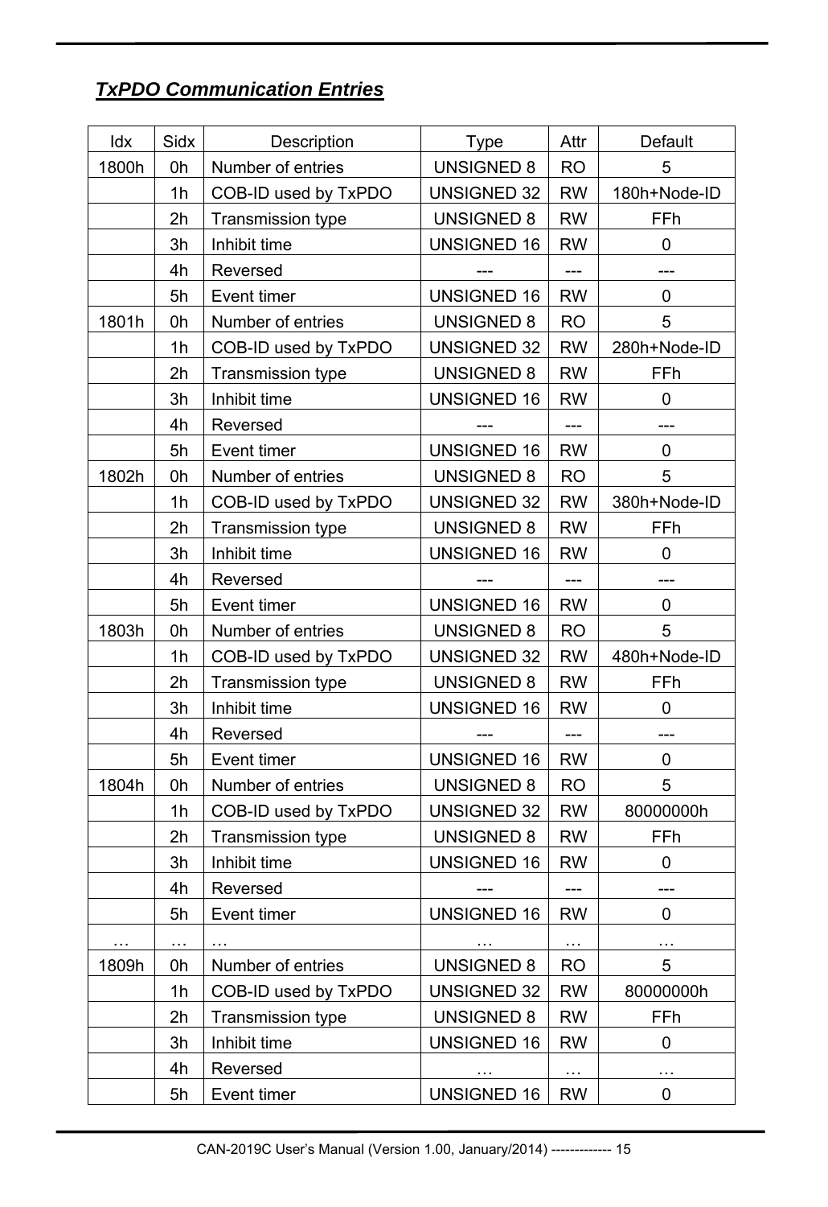### *TxPDO Communication Entries*

| Idx | Sidx | Description | Type | Attr | Default |
|---|---|---|---|---|---|
| 1800h | 0h | Number of entries | UNSIGNED 8 | RO | 5 |
| | 1h | COB-ID used by TxPDO | UNSIGNED 32 | RW | 180h+Node-ID |
| | 2h | Transmission type | UNSIGNED 8 | RW | FFh |
| | 3h | Inhibit time | UNSIGNED 16 | RW | 0 |
| | 4h | Reversed | --- | --- | --- |
| | 5h | Event timer | UNSIGNED 16 | RW | 0 |
| 1801h | 0h | Number of entries | UNSIGNED 8 | RO | 5 |
| | 1h | COB-ID used by TxPDO | UNSIGNED 32 | RW | 280h+Node-ID |
| | 2h | Transmission type | UNSIGNED 8 | RW | FFh |
| | 3h | Inhibit time | UNSIGNED 16 | RW | 0 |
| | 4h | Reversed | --- | --- | --- |
| | 5h | Event timer | UNSIGNED 16 | RW | 0 |
| 1802h | 0h | Number of entries | UNSIGNED 8 | RO | 5 |
| | 1h | COB-ID used by TxPDO | UNSIGNED 32 | RW | 380h+Node-ID |
| | 2h | Transmission type | UNSIGNED 8 | RW | FFh |
| | 3h | Inhibit time | UNSIGNED 16 | RW | 0 |
| | 4h | Reversed | --- | --- | --- |
| | 5h | Event timer | UNSIGNED 16 | RW | 0 |
| 1803h | 0h | Number of entries | UNSIGNED 8 | RO | 5 |
| | 1h | COB-ID used by TxPDO | UNSIGNED 32 | RW | 480h+Node-ID |
| | 2h | Transmission type | UNSIGNED 8 | RW | FFh |
| | 3h | Inhibit time | UNSIGNED 16 | RW | 0 |
| | 4h | Reversed | --- | --- | --- |
| | 5h | Event timer | UNSIGNED 16 | RW | 0 |
| 1804h | 0h | Number of entries | UNSIGNED 8 | RO | 5 |
| | 1h | COB-ID used by TxPDO | UNSIGNED 32 | RW | 80000000h |
| | 2h | Transmission type | UNSIGNED 8 | RW | FFh |
| | 3h | Inhibit time | UNSIGNED 16 | RW | 0 |
| | 4h | Reversed | --- | --- | --- |
| | 5h | Event timer | UNSIGNED 16 | RW | 0 |
| … | … | … | … | … | … |
| 1809h | 0h | Number of entries | UNSIGNED 8 | RO | 5 |
| | 1h | COB-ID used by TxPDO | UNSIGNED 32 | RW | 80000000h |
| | 2h | Transmission type | UNSIGNED 8 | RW | FFh |
| | 3h | Inhibit time | UNSIGNED 16 | RW | 0 |
| | 4h | Reversed | … | … | … |
| | 5h | Event timer | UNSIGNED 16 | RW | 0 |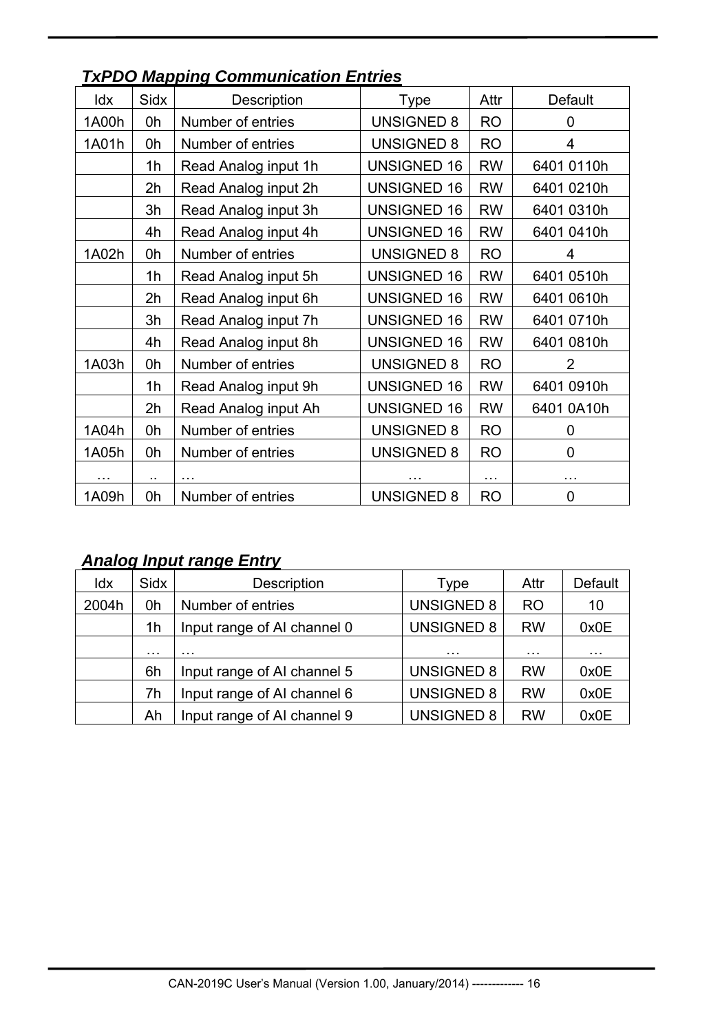***TxPDO Mapping Communication Entries***

| Idx | Sidx | Description | Type | Attr | Default |
|---|---|---|---|---|---|
| 1A00h | 0h | Number of entries | UNSIGNED 8 | RO | 0 |
| 1A01h | 0h | Number of entries | UNSIGNED 8 | RO | 4 |
| | 1h | Read Analog input 1h | UNSIGNED 16 | RW | 6401 0110h |
| | 2h | Read Analog input 2h | UNSIGNED 16 | RW | 6401 0210h |
| | 3h | Read Analog input 3h | UNSIGNED 16 | RW | 6401 0310h |
| | 4h | Read Analog input 4h | UNSIGNED 16 | RW | 6401 0410h |
| 1A02h | 0h | Number of entries | UNSIGNED 8 | RO | 4 |
| | 1h | Read Analog input 5h | UNSIGNED 16 | RW | 6401 0510h |
| | 2h | Read Analog input 6h | UNSIGNED 16 | RW | 6401 0610h |
| | 3h | Read Analog input 7h | UNSIGNED 16 | RW | 6401 0710h |
| | 4h | Read Analog input 8h | UNSIGNED 16 | RW | 6401 0810h |
| 1A03h | 0h | Number of entries | UNSIGNED 8 | RO | 2 |
| | 1h | Read Analog input 9h | UNSIGNED 16 | RW | 6401 0910h |
| | 2h | Read Analog input Ah | UNSIGNED 16 | RW | 6401 0A10h |
| 1A04h | 0h | Number of entries | UNSIGNED 8 | RO | 0 |
| 1A05h | 0h | Number of entries | UNSIGNED 8 | RO | 0 |
| … | .. | … | … | … | … |
| 1A09h | 0h | Number of entries | UNSIGNED 8 | RO | 0 |

***Analog Input range Entry***

| Idx | Sidx | Description | Type | Attr | Default |
|---|---|---|---|---|---|
| 2004h | 0h | Number of entries | UNSIGNED 8 | RO | 10 |
| | 1h | Input range of AI channel 0 | UNSIGNED 8 | RW | 0x0E |
| | … | … | … | … | … |
| | 6h | Input range of AI channel 5 | UNSIGNED 8 | RW | 0x0E |
| | 7h | Input range of AI channel 6 | UNSIGNED 8 | RW | 0x0E |
| | Ah | Input range of AI channel 9 | UNSIGNED 8 | RW | 0x0E |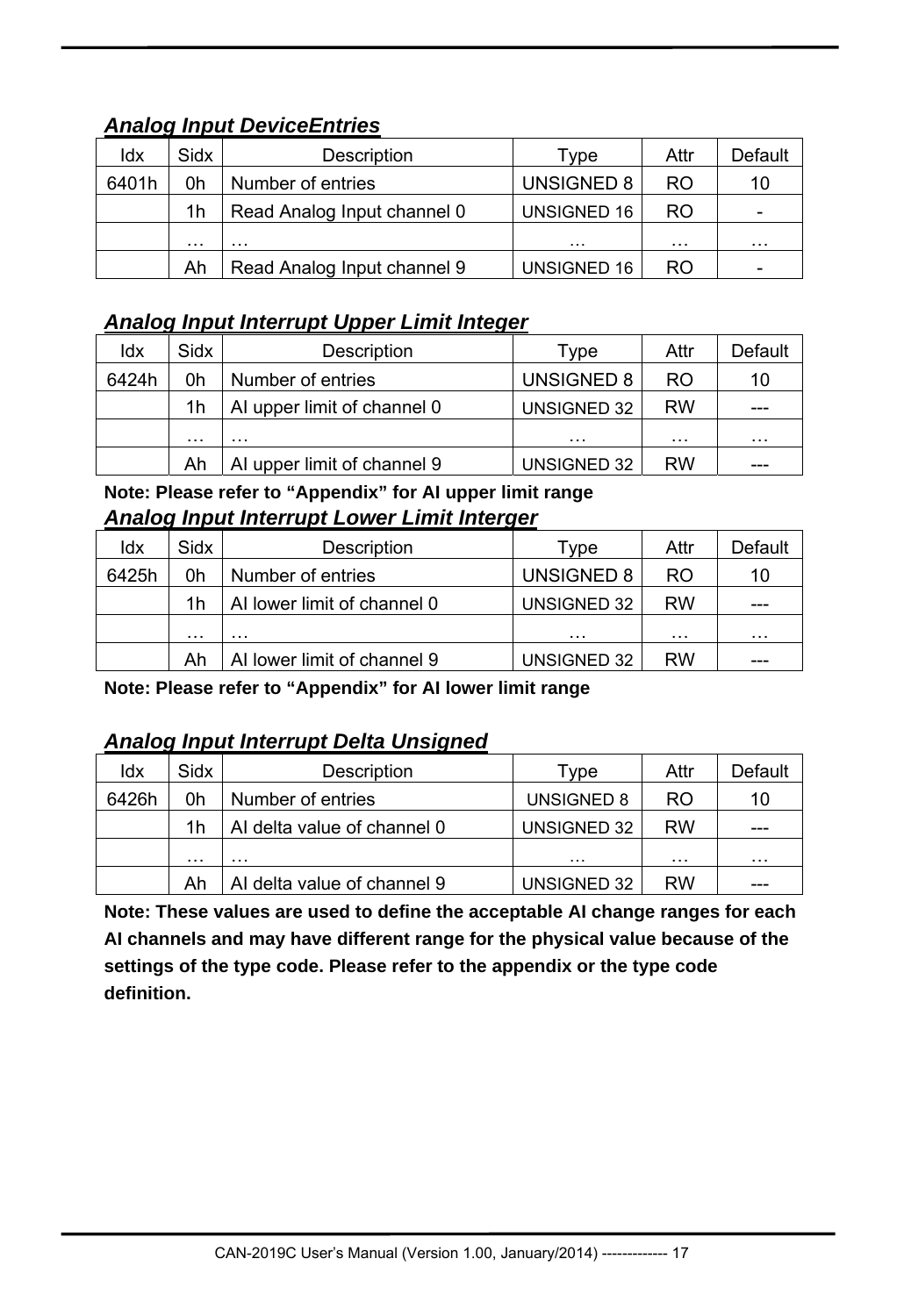***Analog Input DeviceEntries***

| Idx | Sidx | Description | Type | Attr | Default |
|---|---|---|---|---|---|
| 6401h | 0h | Number of entries | UNSIGNED 8 | RO | 10 |
| | 1h | Read Analog Input channel 0 | UNSIGNED 16 | RO | - |
| | … | … | … | … | … |
| | Ah | Read Analog Input channel 9 | UNSIGNED 16 | RO | - |

***Analog Input Interrupt Upper Limit Integer***

| Idx | Sidx | Description | Type | Attr | Default |
|---|---|---|---|---|---|
| 6424h | 0h | Number of entries | UNSIGNED 8 | RO | 10 |
| | 1h | AI upper limit of channel 0 | UNSIGNED 32 | RW | --- |
| | … | … | … | … | … |
| | Ah | AI upper limit of channel 9 | UNSIGNED 32 | RW | --- |

**Note: Please refer to "Appendix" for AI upper limit range**

***Analog Input Interrupt Lower Limit Interger***

| Idx | Sidx | Description | Type | Attr | Default |
|---|---|---|---|---|---|
| 6425h | 0h | Number of entries | UNSIGNED 8 | RO | 10 |
| | 1h | AI lower limit of channel 0 | UNSIGNED 32 | RW | --- |
| | … | … | … | … | … |
| | Ah | AI lower limit of channel 9 | UNSIGNED 32 | RW | --- |

**Note: Please refer to "Appendix" for AI lower limit range**

***Analog Input Interrupt Delta Unsigned***

| Idx | Sidx | Description | Type | Attr | Default |
|---|---|---|---|---|---|
| 6426h | 0h | Number of entries | UNSIGNED 8 | RO | 10 |
| | 1h | AI delta value of channel 0 | UNSIGNED 32 | RW | --- |
| | … | … | … | … | … |
| | Ah | AI delta value of channel 9 | UNSIGNED 32 | RW | --- |

**Note: These values are used to define the acceptable AI change ranges for each AI channels and may have different range for the physical value because of the settings of the type code. Please refer to the appendix or the type code definition.**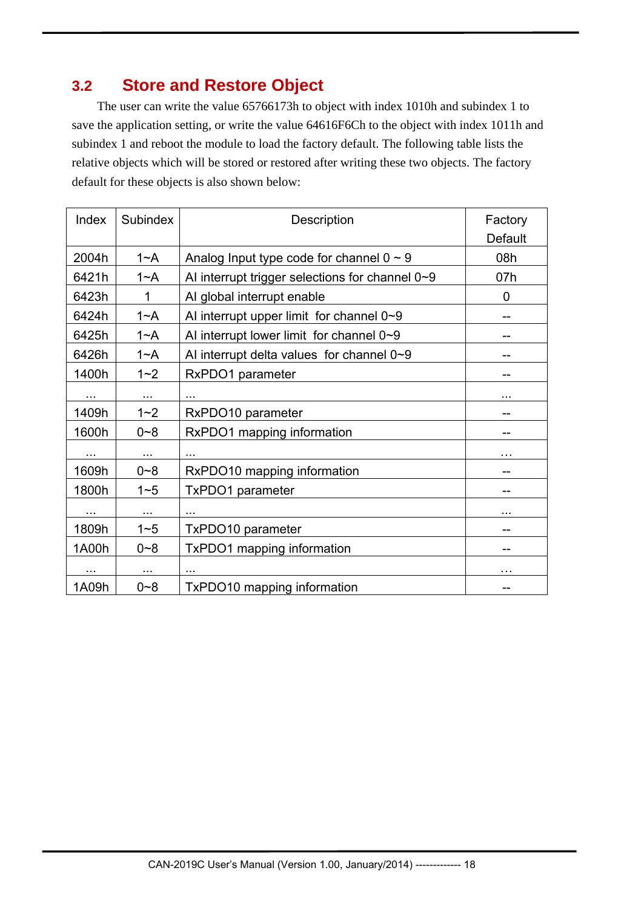## 3.2 Store and Restore Object

The user can write the value 65766173h to object with index 1010h and subindex 1 to save the application setting, or write the value 64616F6Ch to the object with index 1011h and subindex 1 and reboot the module to load the factory default. The following table lists the relative objects which will be stored or restored after writing these two objects. The factory default for these objects is also shown below:

| Index | Subindex | Description | Factory Default |
|---|---|---|---|
| 2004h | 1~A | Analog Input type code for channel 0 ~ 9 | 08h |
| 6421h | 1~A | AI interrupt trigger selections for channel 0~9 | 07h |
| 6423h | 1 | AI global interrupt enable | 0 |
| 6424h | 1~A | AI interrupt upper limit for channel 0~9 | -- |
| 6425h | 1~A | AI interrupt lower limit for channel 0~9 | -- |
| 6426h | 1~A | AI interrupt delta values for channel 0~9 | -- |
| 1400h | 1~2 | RxPDO1 parameter | -- |
| ... | ... | ... | ... |
| 1409h | 1~2 | RxPDO10 parameter | -- |
| 1600h | 0~8 | RxPDO1 mapping information | -- |
| ... | ... | ... | … |
| 1609h | 0~8 | RxPDO10 mapping information | -- |
| 1800h | 1~5 | TxPDO1 parameter | -- |
| ... | ... | ... | ... |
| 1809h | 1~5 | TxPDO10 parameter | -- |
| 1A00h | 0~8 | TxPDO1 mapping information | -- |
| ... | ... | ... | … |
| 1A09h | 0~8 | TxPDO10 mapping information | -- |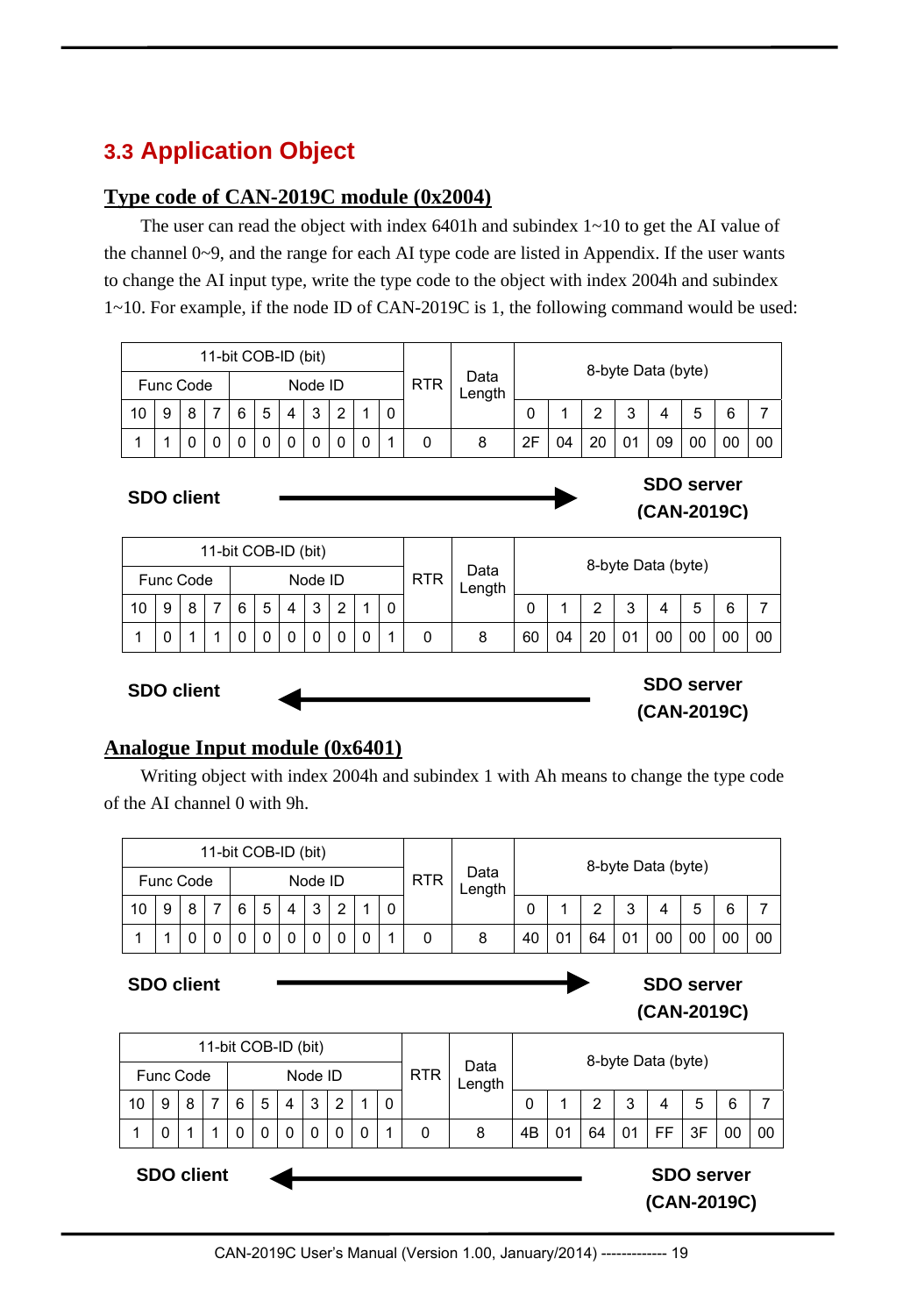## 3.3 Application Object

**Type code of CAN-2019C module (0x2004)**

The user can read the object with index 6401h and subindex 1~10 to get the AI value of the channel 0~9, and the range for each AI type code are listed in Appendix. If the user wants to change the AI input type, write the type code to the object with index 2004h and subindex 1~10. For example, if the node ID of CAN-2019C is 1, the following command would be used:

| 11-bit COB-ID (bit) | | | | | | | | | | | RTR | Data Length | 8-byte Data (byte) | | | | | | | |
|---|---|---|---|---|---|---|---|---|---|---|---|---|---|---|---|---|---|---|---|---|
| Func Code | | | | Node ID | | | | | | | | | | | | | | | | |
| 10 | 9 | 8 | 7 | 6 | 5 | 4 | 3 | 2 | 1 | 0 | | | 0 | 1 | 2 | 3 | 4 | 5 | 6 | 7 |
| 1 | 1 | 0 | 0 | 0 | 0 | 0 | 0 | 0 | 0 | 1 | 0 | 8 | 2F | 04 | 20 | 01 | 09 | 00 | 00 | 00 |

**SDO client** → **SDO server (CAN-2019C)**

| 11-bit COB-ID (bit) | | | | | | | | | | | RTR | Data Length | 8-byte Data (byte) | | | | | | | |
|---|---|---|---|---|---|---|---|---|---|---|---|---|---|---|---|---|---|---|---|---|
| Func Code | | | | Node ID | | | | | | | | | | | | | | | | |
| 10 | 9 | 8 | 7 | 6 | 5 | 4 | 3 | 2 | 1 | 0 | | | 0 | 1 | 2 | 3 | 4 | 5 | 6 | 7 |
| 1 | 0 | 1 | 1 | 0 | 0 | 0 | 0 | 0 | 0 | 1 | 0 | 8 | 60 | 04 | 20 | 01 | 00 | 00 | 00 | 00 |

**SDO client** ← **SDO server (CAN-2019C)**

**Analogue Input module (0x6401)**

Writing object with index 2004h and subindex 1 with Ah means to change the type code of the AI channel 0 with 9h.

| 11-bit COB-ID (bit) | | | | | | | | | | | RTR | Data Length | 8-byte Data (byte) | | | | | | | |
|---|---|---|---|---|---|---|---|---|---|---|---|---|---|---|---|---|---|---|---|---|
| Func Code | | | | Node ID | | | | | | | | | | | | | | | | |
| 10 | 9 | 8 | 7 | 6 | 5 | 4 | 3 | 2 | 1 | 0 | | | 0 | 1 | 2 | 3 | 4 | 5 | 6 | 7 |
| 1 | 1 | 0 | 0 | 0 | 0 | 0 | 0 | 0 | 0 | 1 | 0 | 8 | 40 | 01 | 64 | 01 | 00 | 00 | 00 | 00 |

**SDO client** → **SDO server (CAN-2019C)**

| 11-bit COB-ID (bit) | | | | | | | | | | | RTR | Data Length | 8-byte Data (byte) | | | | | | | |
|---|---|---|---|---|---|---|---|---|---|---|---|---|---|---|---|---|---|---|---|---|
| Func Code | | | | Node ID | | | | | | | | | | | | | | | | |
| 10 | 9 | 8 | 7 | 6 | 5 | 4 | 3 | 2 | 1 | 0 | | | 0 | 1 | 2 | 3 | 4 | 5 | 6 | 7 |
| 1 | 0 | 1 | 1 | 0 | 0 | 0 | 0 | 0 | 0 | 1 | 0 | 8 | 4B | 01 | 64 | 01 | FF | 3F | 00 | 00 |

**SDO client** ← **SDO server (CAN-2019C)**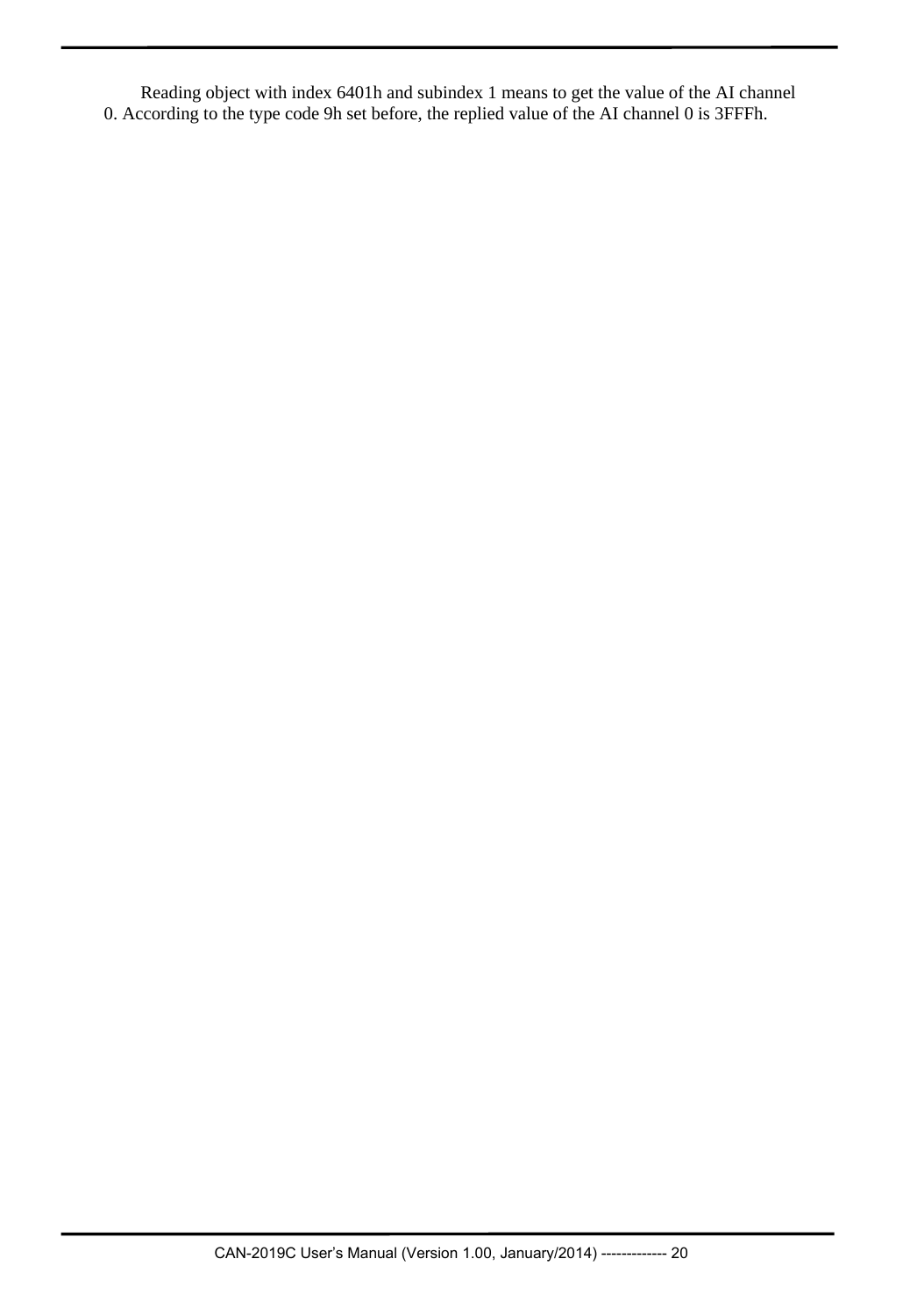Reading object with index 6401h and subindex 1 means to get the value of the AI channel 0. According to the type code 9h set before, the replied value of the AI channel 0 is 3FFFh.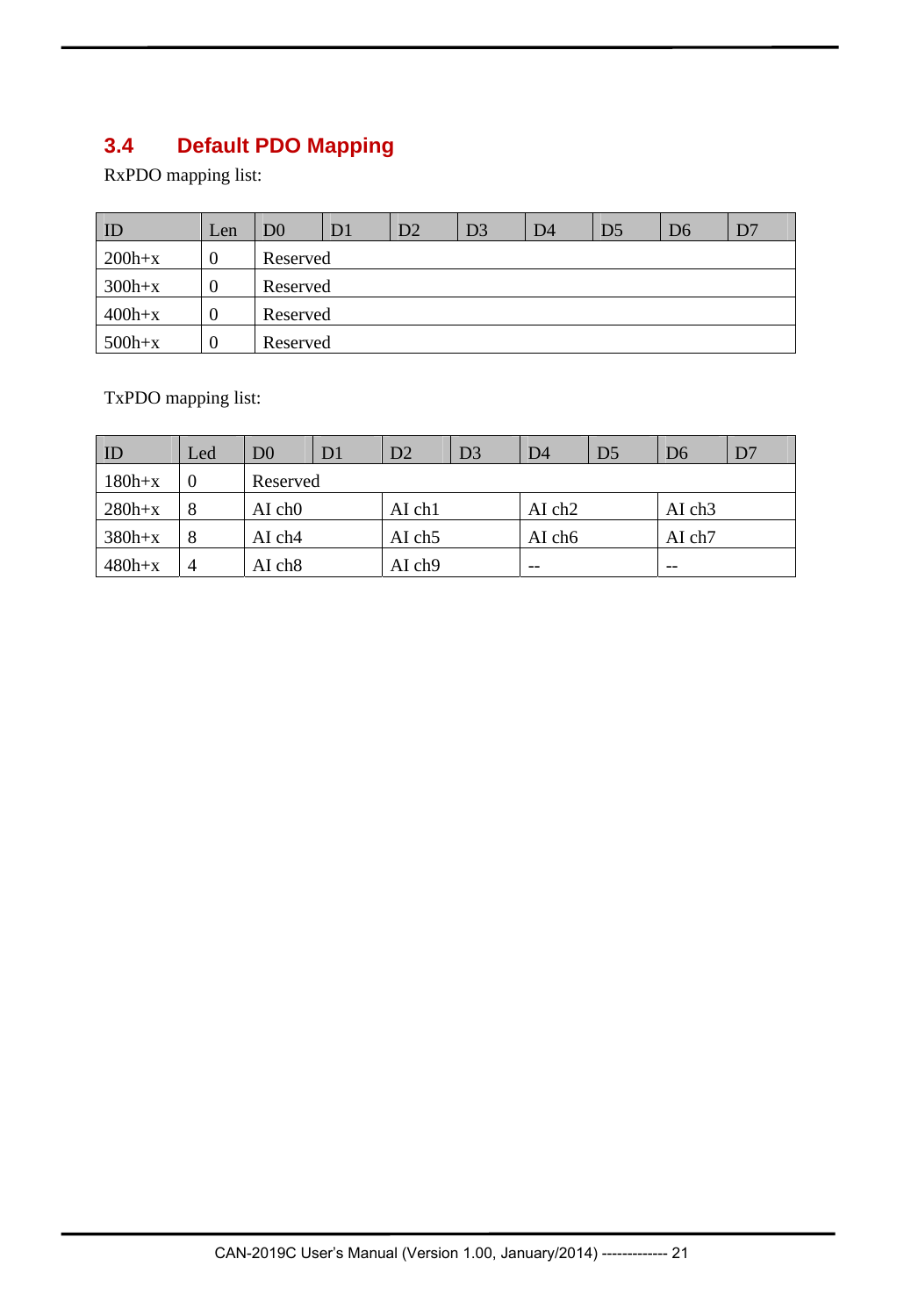## 3.4 Default PDO Mapping

RxPDO mapping list:

| ID | Len | D0 | D1 | D2 | D3 | D4 | D5 | D6 | D7 |
|---|---|---|---|---|---|---|---|---|---|
| 200h+x | 0 | Reserved | | | | | | | |
| 300h+x | 0 | Reserved | | | | | | | |
| 400h+x | 0 | Reserved | | | | | | | |
| 500h+x | 0 | Reserved | | | | | | | |

TxPDO mapping list:

| ID | Led | D0 | D1 | D2 | D3 | D4 | D5 | D6 | D7 |
|---|---|---|---|---|---|---|---|---|---|
| 180h+x | 0 | Reserved | | | | | | | |
| 280h+x | 8 | AI ch0 | | AI ch1 | | AI ch2 | | AI ch3 | |
| 380h+x | 8 | AI ch4 | | AI ch5 | | AI ch6 | | AI ch7 | |
| 480h+x | 4 | AI ch8 | | AI ch9 | | -- | | -- | |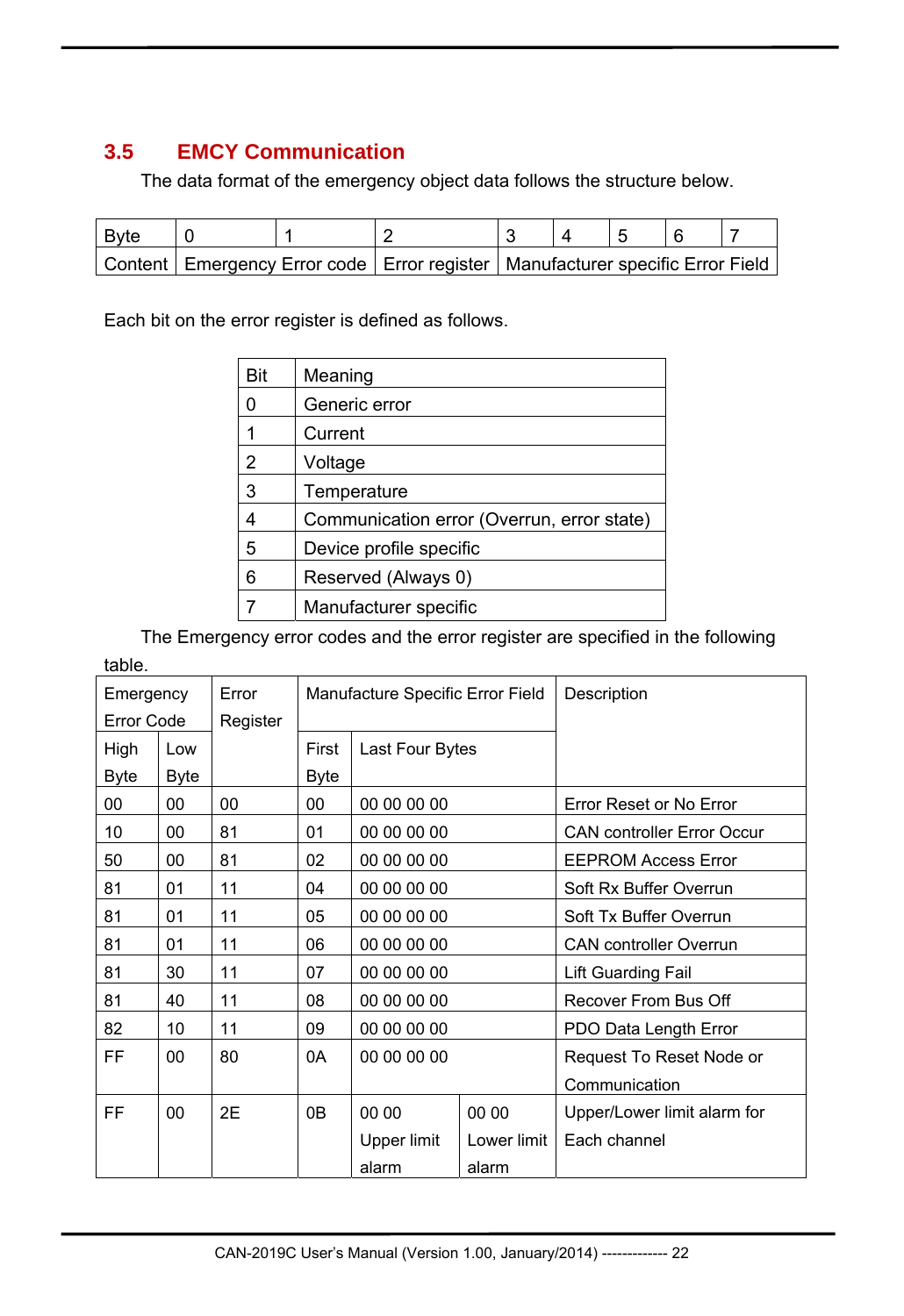## 3.5 EMCY Communication

The data format of the emergency object data follows the structure below.

| Byte | 0 | 1 | 2 | 3 | 4 | 5 | 6 | 7 |
|---|---|---|---|---|---|---|---|---|
| Content | Emergency Error code | | Error register | Manufacturer specific Error Field | | | | |

Each bit on the error register is defined as follows.

| Bit | Meaning |
|---|---|
| 0 | Generic error |
| 1 | Current |
| 2 | Voltage |
| 3 | Temperature |
| 4 | Communication error (Overrun, error state) |
| 5 | Device profile specific |
| 6 | Reserved (Always 0) |
| 7 | Manufacturer specific |

The Emergency error codes and the error register are specified in the following table.

| Emergency Error Code | | Error Register | Manufacture Specific Error Field | | | Description |
|---|---|---|---|---|---|---|
| High Byte | Low Byte | | First Byte | Last Four Bytes | | |
| 00 | 00 | 00 | 00 | 00 00 00 00 | | Error Reset or No Error |
| 10 | 00 | 81 | 01 | 00 00 00 00 | | CAN controller Error Occur |
| 50 | 00 | 81 | 02 | 00 00 00 00 | | EEPROM Access Error |
| 81 | 01 | 11 | 04 | 00 00 00 00 | | Soft Rx Buffer Overrun |
| 81 | 01 | 11 | 05 | 00 00 00 00 | | Soft Tx Buffer Overrun |
| 81 | 01 | 11 | 06 | 00 00 00 00 | | CAN controller Overrun |
| 81 | 30 | 11 | 07 | 00 00 00 00 | | Lift Guarding Fail |
| 81 | 40 | 11 | 08 | 00 00 00 00 | | Recover From Bus Off |
| 82 | 10 | 11 | 09 | 00 00 00 00 | | PDO Data Length Error |
| FF | 00 | 80 | 0A | 00 00 00 00 | | Request To Reset Node or Communication |
| FF | 00 | 2E | 0B | 00 00 Upper limit alarm | 00 00 Lower limit alarm | Upper/Lower limit alarm for Each channel |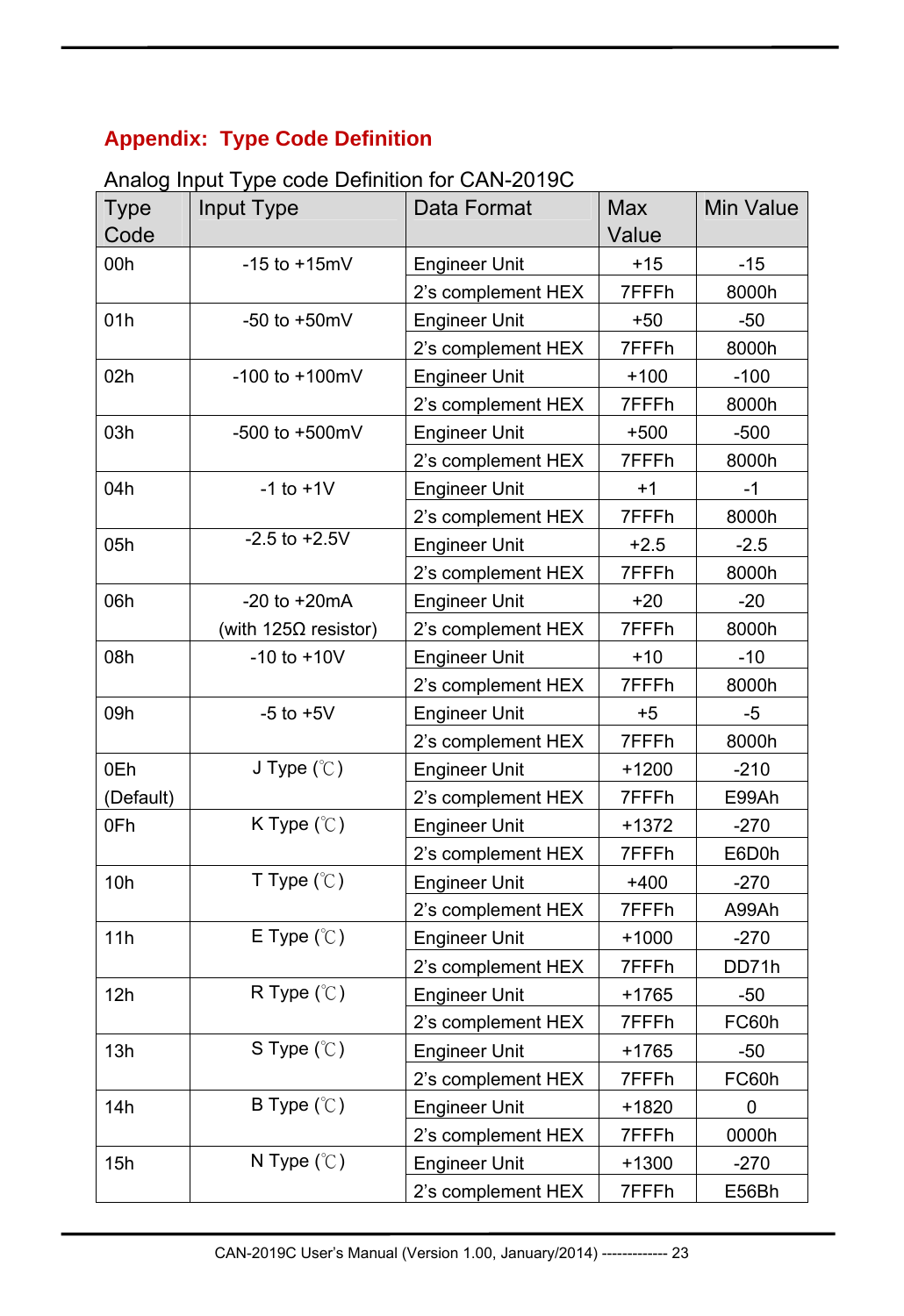## Appendix: Type Code Definition

Analog Input Type code Definition for CAN-2019C

| Type Code | Input Type | Data Format | Max Value | Min Value |
|---|---|---|---|---|
| 00h | -15 to +15mV | Engineer Unit | +15 | -15 |
| | | 2's complement HEX | 7FFFh | 8000h |
| 01h | -50 to +50mV | Engineer Unit | +50 | -50 |
| | | 2's complement HEX | 7FFFh | 8000h |
| 02h | -100 to +100mV | Engineer Unit | +100 | -100 |
| | | 2's complement HEX | 7FFFh | 8000h |
| 03h | -500 to +500mV | Engineer Unit | +500 | -500 |
| | | 2's complement HEX | 7FFFh | 8000h |
| 04h | -1 to +1V | Engineer Unit | +1 | -1 |
| | | 2's complement HEX | 7FFFh | 8000h |
| 05h | -2.5 to +2.5V | Engineer Unit | +2.5 | -2.5 |
| | | 2's complement HEX | 7FFFh | 8000h |
| 06h | -20 to +20mA | Engineer Unit | +20 | -20 |
| | (with 125Ω resistor) | 2's complement HEX | 7FFFh | 8000h |
| 08h | -10 to +10V | Engineer Unit | +10 | -10 |
| | | 2's complement HEX | 7FFFh | 8000h |
| 09h | -5 to +5V | Engineer Unit | +5 | -5 |
| | | 2's complement HEX | 7FFFh | 8000h |
| 0Eh | J Type (℃) | Engineer Unit | +1200 | -210 |
| (Default) | | 2's complement HEX | 7FFFh | E99Ah |
| 0Fh | K Type (℃) | Engineer Unit | +1372 | -270 |
| | | 2's complement HEX | 7FFFh | E6D0h |
| 10h | T Type (℃) | Engineer Unit | +400 | -270 |
| | | 2's complement HEX | 7FFFh | A99Ah |
| 11h | E Type (℃) | Engineer Unit | +1000 | -270 |
| | | 2's complement HEX | 7FFFh | DD71h |
| 12h | R Type (℃) | Engineer Unit | +1765 | -50 |
| | | 2's complement HEX | 7FFFh | FC60h |
| 13h | S Type (℃) | Engineer Unit | +1765 | -50 |
| | | 2's complement HEX | 7FFFh | FC60h |
| 14h | B Type (℃) | Engineer Unit | +1820 | 0 |
| | | 2's complement HEX | 7FFFh | 0000h |
| 15h | N Type (℃) | Engineer Unit | +1300 | -270 |
| | | 2's complement HEX | 7FFFh | E56Bh |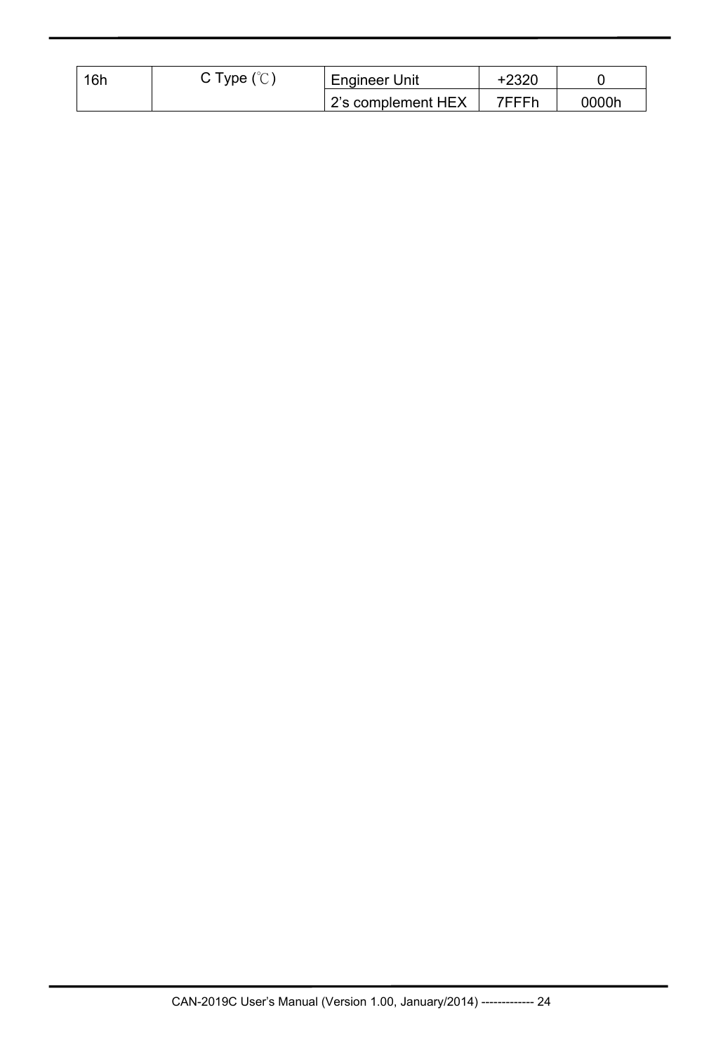| | | | | |
|---|---|---|---|---|
| 16h | C Type (℃) | Engineer Unit | +2320 | 0 |
| | | 2’s complement HEX | 7FFFh | 0000h |